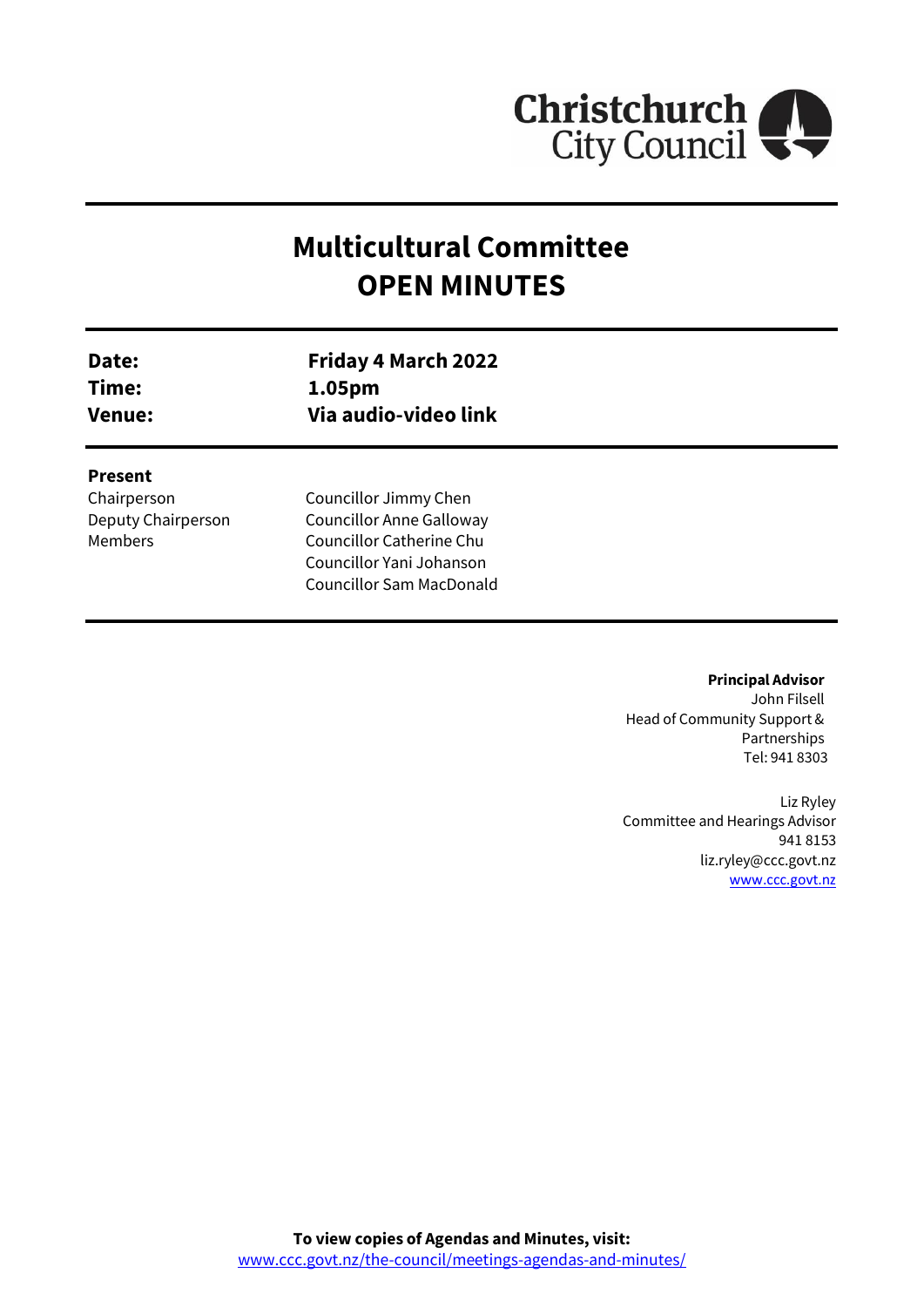Christchurch City Council

# Multicultural Committee
# OPEN MINUTES

| | |
|---|---|
| **Date:** | **Friday 4 March 2022** |
| **Time:** | **1.05pm** |
| **Venue:** | **Via audio-video link** |

**Present**

| | |
|---|---|
| Chairperson | Councillor Jimmy Chen |
| Deputy Chairperson | Councillor Anne Galloway |
| Members | Councillor Catherine Chu |
| | Councillor Yani Johanson |
| | Councillor Sam MacDonald |

**Principal Advisor**
John Filsell
Head of Community Support & Partnerships
Tel: 941 8303

Liz Ryley
Committee and Hearings Advisor
941 8153
liz.ryley@ccc.govt.nz
www.ccc.govt.nz

**To view copies of Agendas and Minutes, visit:**
www.ccc.govt.nz/the-council/meetings-agendas-and-minutes/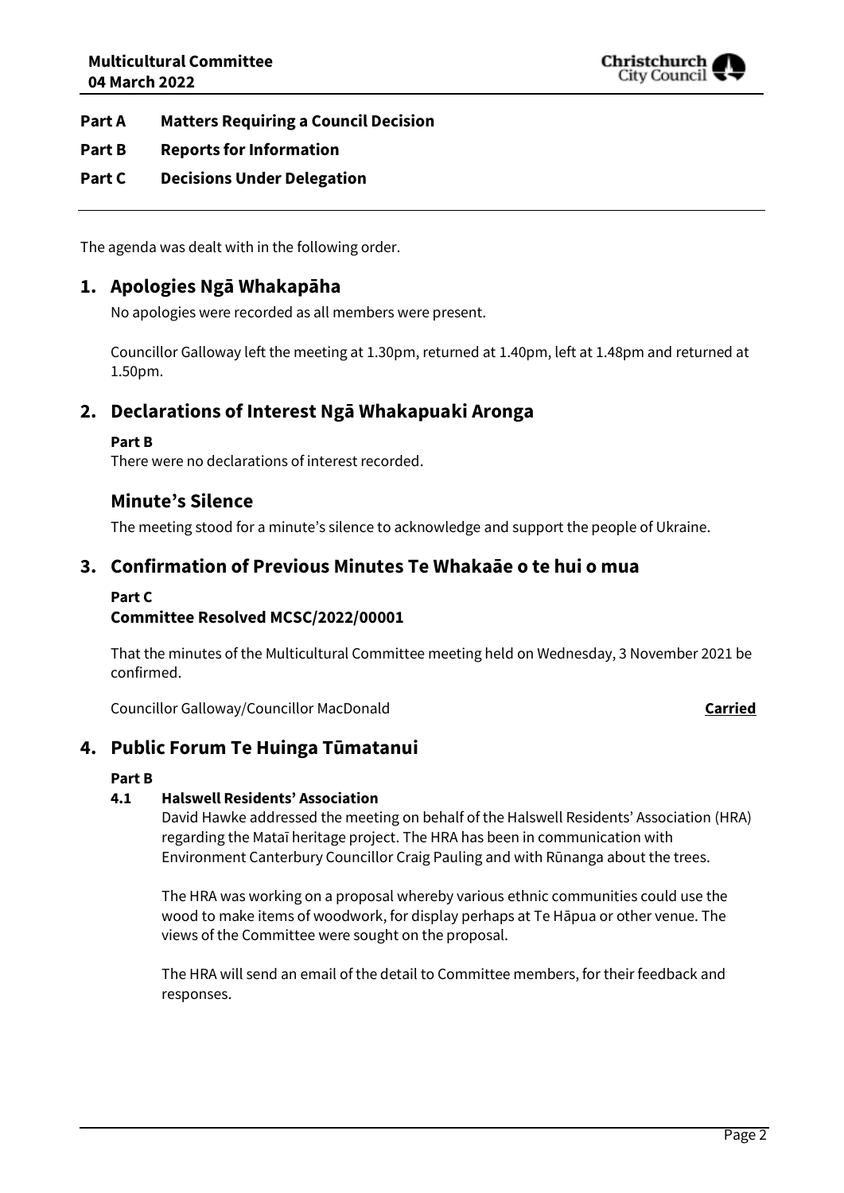**Part A Matters Requiring a Council Decision**

**Part B Reports for Information**

**Part C Decisions Under Delegation**

---

The agenda was dealt with in the following order.

## 1. Apologies Ngā Whakapāha

No apologies were recorded as all members were present.

Councillor Galloway left the meeting at 1.30pm, returned at 1.40pm, left at 1.48pm and returned at 1.50pm.

## 2. Declarations of Interest Ngā Whakapuaki Aronga

**Part B**

There were no declarations of interest recorded.

## Minute's Silence

The meeting stood for a minute's silence to acknowledge and support the people of Ukraine.

## 3. Confirmation of Previous Minutes Te Whakaāe o te hui o mua

**Part C**

**Committee Resolved MCSC/2022/00001**

That the minutes of the Multicultural Committee meeting held on Wednesday, 3 November 2021 be confirmed.

Councillor Galloway/Councillor MacDonald **Carried**

## 4. Public Forum Te Huinga Tūmatanui

**Part B**

### 4.1 Halswell Residents' Association

David Hawke addressed the meeting on behalf of the Halswell Residents' Association (HRA) regarding the Mataī heritage project. The HRA has been in communication with Environment Canterbury Councillor Craig Pauling and with Rūnanga about the trees.

The HRA was working on a proposal whereby various ethnic communities could use the wood to make items of woodwork, for display perhaps at Te Hāpua or other venue. The views of the Committee were sought on the proposal.

The HRA will send an email of the detail to Committee members, for their feedback and responses.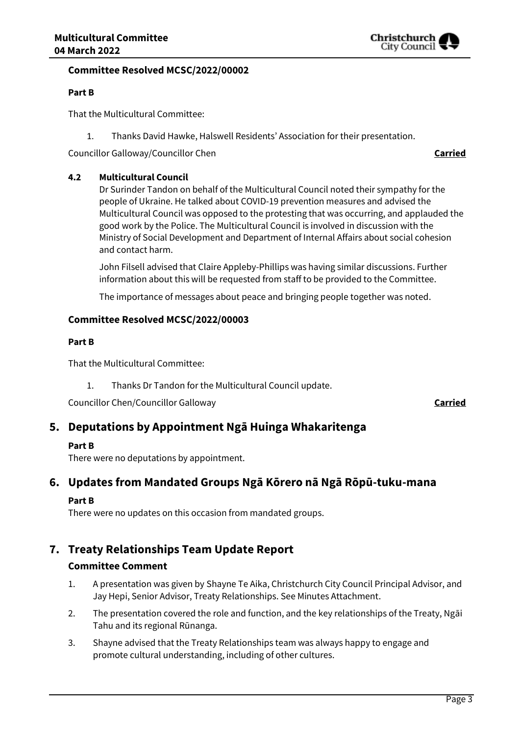**Committee Resolved MCSC/2022/00002**

**Part B**

That the Multicultural Committee:

1. Thanks David Hawke, Halswell Residents' Association for their presentation.

Councillor Galloway/Councillor Chen **Carried**

### 4.2 Multicultural Council

Dr Surinder Tandon on behalf of the Multicultural Council noted their sympathy for the people of Ukraine. He talked about COVID-19 prevention measures and advised the Multicultural Council was opposed to the protesting that was occurring, and applauded the good work by the Police. The Multicultural Council is involved in discussion with the Ministry of Social Development and Department of Internal Affairs about social cohesion and contact harm.

John Filsell advised that Claire Appleby-Phillips was having similar discussions. Further information about this will be requested from staff to be provided to the Committee.

The importance of messages about peace and bringing people together was noted.

**Committee Resolved MCSC/2022/00003**

**Part B**

That the Multicultural Committee:

1. Thanks Dr Tandon for the Multicultural Council update.

Councillor Chen/Councillor Galloway **Carried**

## 5. Deputations by Appointment Ngā Huinga Whakaritenga

**Part B**

There were no deputations by appointment.

## 6. Updates from Mandated Groups Ngā Kōrero nā Ngā Rōpū-tuku-mana

**Part B**

There were no updates on this occasion from mandated groups.

## 7. Treaty Relationships Team Update Report

**Committee Comment**

1. A presentation was given by Shayne Te Aika, Christchurch City Council Principal Advisor, and Jay Hepi, Senior Advisor, Treaty Relationships. See Minutes Attachment.
2. The presentation covered the role and function, and the key relationships of the Treaty, Ngāi Tahu and its regional Rūnanga.
3. Shayne advised that the Treaty Relationships team was always happy to engage and promote cultural understanding, including of other cultures.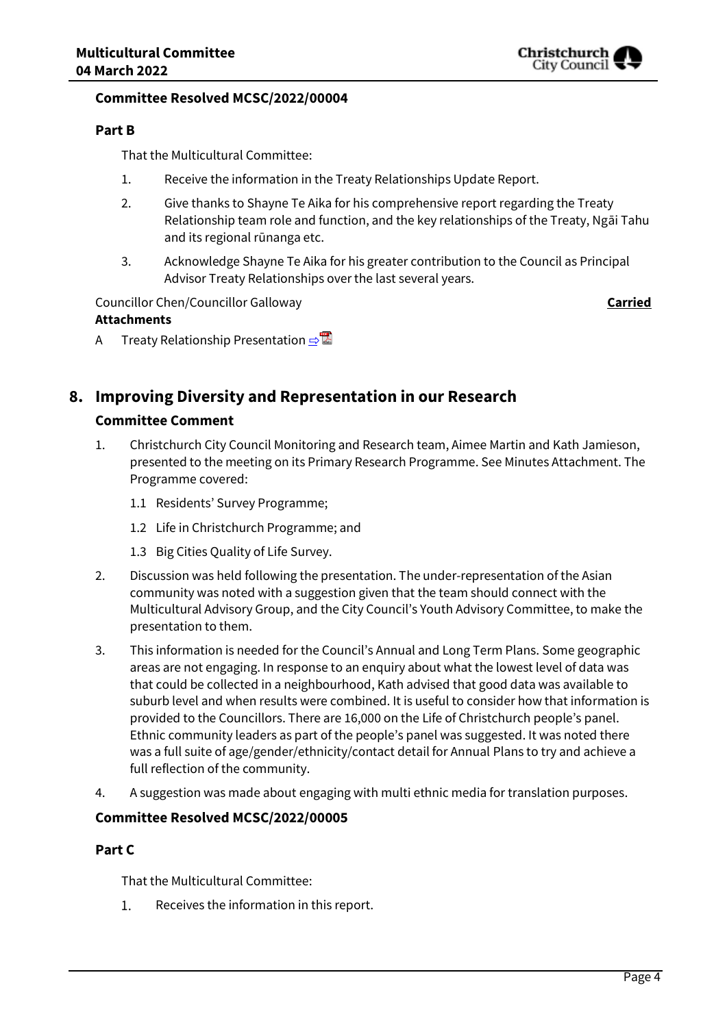**Committee Resolved MCSC/2022/00004**

**Part B**

That the Multicultural Committee:

1. Receive the information in the Treaty Relationships Update Report.
2. Give thanks to Shayne Te Aika for his comprehensive report regarding the Treaty Relationship team role and function, and the key relationships of the Treaty, Ngāi Tahu and its regional rūnanga etc.
3. Acknowledge Shayne Te Aika for his greater contribution to the Council as Principal Advisor Treaty Relationships over the last several years.

Councillor Chen/Councillor Galloway **Carried**

**Attachments**

A Treaty Relationship Presentation

## 8. Improving Diversity and Representation in our Research

### Committee Comment

1. Christchurch City Council Monitoring and Research team, Aimee Martin and Kath Jamieson, presented to the meeting on its Primary Research Programme. See Minutes Attachment. The Programme covered:
   1.1 Residents' Survey Programme;
   1.2 Life in Christchurch Programme; and
   1.3 Big Cities Quality of Life Survey.
2. Discussion was held following the presentation. The under-representation of the Asian community was noted with a suggestion given that the team should connect with the Multicultural Advisory Group, and the City Council's Youth Advisory Committee, to make the presentation to them.
3. This information is needed for the Council's Annual and Long Term Plans. Some geographic areas are not engaging. In response to an enquiry about what the lowest level of data was that could be collected in a neighbourhood, Kath advised that good data was available to suburb level and when results were combined. It is useful to consider how that information is provided to the Councillors. There are 16,000 on the Life of Christchurch people's panel. Ethnic community leaders as part of the people's panel was suggested. It was noted there was a full suite of age/gender/ethnicity/contact detail for Annual Plans to try and achieve a full reflection of the community.
4. A suggestion was made about engaging with multi ethnic media for translation purposes.

**Committee Resolved MCSC/2022/00005**

**Part C**

That the Multicultural Committee:

1. Receives the information in this report.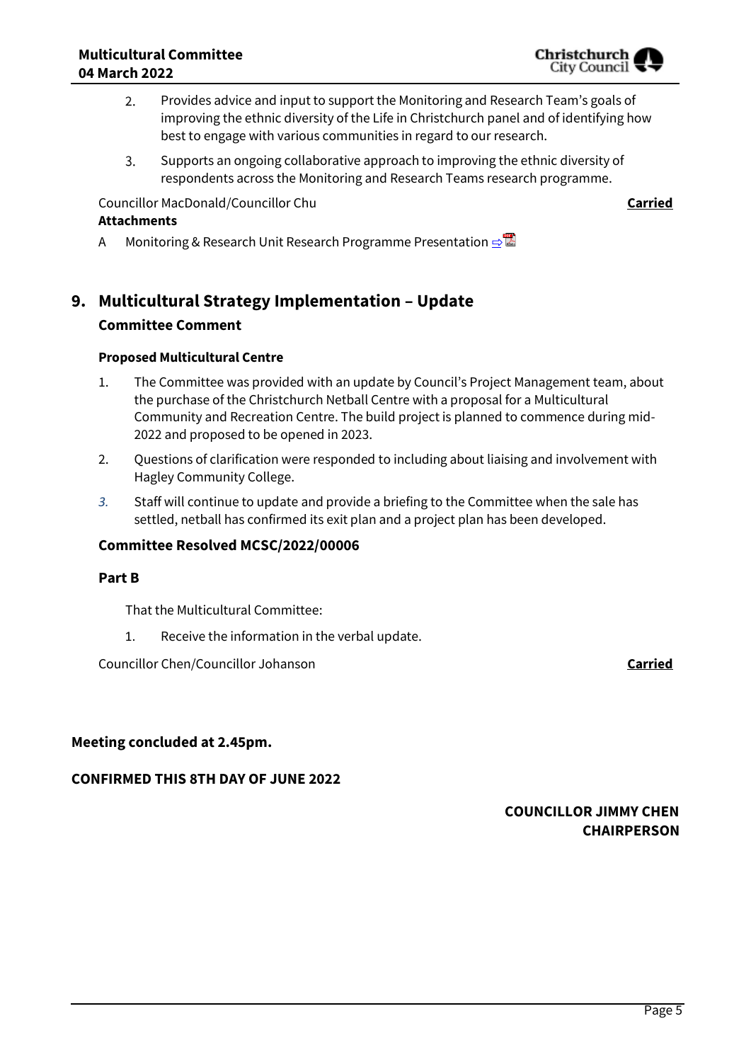2. Provides advice and input to support the Monitoring and Research Team's goals of improving the ethnic diversity of the Life in Christchurch panel and of identifying how best to engage with various communities in regard to our research.
3. Supports an ongoing collaborative approach to improving the ethnic diversity of respondents across the Monitoring and Research Teams research programme.

Councillor MacDonald/Councillor Chu **Carried**

**Attachments**

A Monitoring & Research Unit Research Programme Presentation ⇨

## 9. Multicultural Strategy Implementation – Update

### Committee Comment

#### Proposed Multicultural Centre

1. The Committee was provided with an update by Council's Project Management team, about the purchase of the Christchurch Netball Centre with a proposal for a Multicultural Community and Recreation Centre. The build project is planned to commence during mid-2022 and proposed to be opened in 2023.
2. Questions of clarification were responded to including about liaising and involvement with Hagley Community College.
3. Staff will continue to update and provide a briefing to the Committee when the sale has settled, netball has confirmed its exit plan and a project plan has been developed.

### Committee Resolved MCSC/2022/00006

#### Part B

That the Multicultural Committee:

1. Receive the information in the verbal update.

Councillor Chen/Councillor Johanson **Carried**

**Meeting concluded at 2.45pm.**

**CONFIRMED THIS 8TH DAY OF JUNE 2022**

**COUNCILLOR JIMMY CHEN**
**CHAIRPERSON**